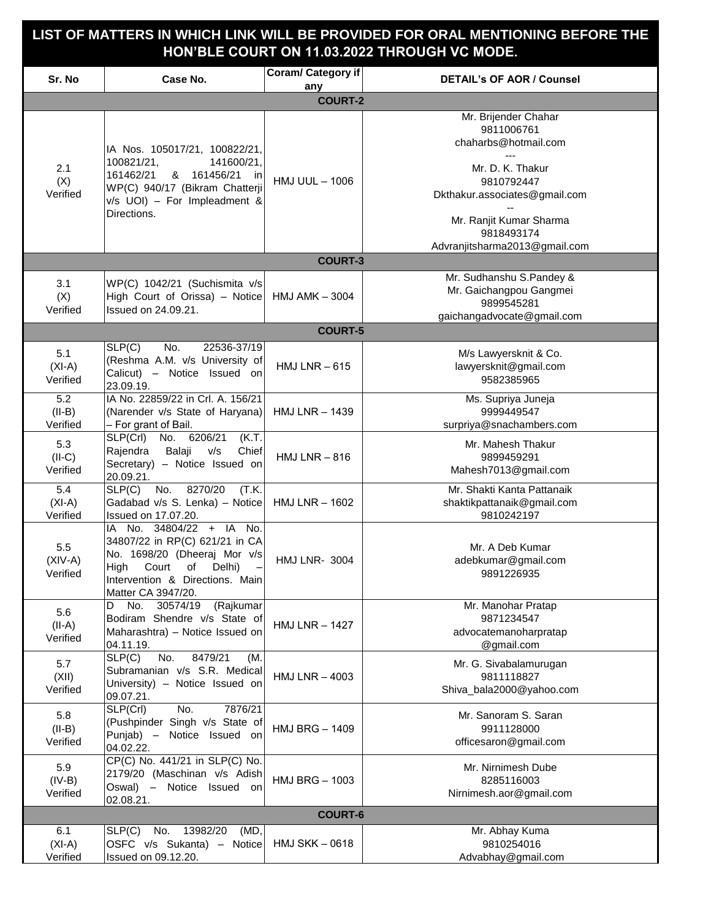# LIST OF MATTERS IN WHICH LINK WILL BE PROVIDED FOR ORAL MENTIONING BEFORE THE HON'BLE COURT ON 11.03.2022 THROUGH VC MODE.

| Sr. No | Case No. | Coram/ Category if any | DETAIL's OF AOR / Counsel |
|---|---|---|---|
| **COURT-2** | | | |
| 2.1 (X) Verified | IA Nos. 105017/21, 100822/21, 100821/21, 141600/21, 161462/21 & 161456/21 in WP(C) 940/17 (Bikram Chatterji v/s UOI) – For Impleadment & Directions. | HMJ UUL – 1006 | Mr. Brijender Chahar 9811006761 chaharbs@hotmail.com --- Mr. D. K. Thakur 9810792447 Dkthakur.associates@gmail.com -- Mr. Ranjit Kumar Sharma 9818493174 Advranjitsharma2013@gmail.com |
| **COURT-3** | | | |
| 3.1 (X) Verified | WP(C) 1042/21 (Suchismita v/s High Court of Orissa) – Notice Issued on 24.09.21. | HMJ AMK – 3004 | Mr. Sudhanshu S.Pandey & Mr. Gaichangpou Gangmei 9899545281 gaichangadvocate@gmail.com |
| **COURT-5** | | | |
| 5.1 (XI-A) Verified | SLP(C) No. 22536-37/19 (Reshma A.M. v/s University of Calicut) – Notice Issued on 23.09.19. | HMJ LNR – 615 | M/s Lawyersknit & Co. lawyersknit@gmail.com 9582385965 |
| 5.2 (II-B) Verified | IA No. 22859/22 in Crl. A. 156/21 (Narender v/s State of Haryana) – For grant of Bail. | HMJ LNR – 1439 | Ms. Supriya Juneja 9999449547 surpriya@snachambers.com |
| 5.3 (II-C) Verified | SLP(Crl) No. 6206/21 (K.T. Rajendra Balaji v/s Chief Secretary) – Notice Issued on 20.09.21. | HMJ LNR – 816 | Mr. Mahesh Thakur 9899459291 Mahesh7013@gmail.com |
| 5.4 (XI-A) Verified | SLP(C) No. 8270/20 (T.K. Gadabad v/s S. Lenka) – Notice Issued on 17.07.20. | HMJ LNR – 1602 | Mr. Shakti Kanta Pattanaik shaktikpattanaik@gmail.com 9810242197 |
| 5.5 (XIV-A) Verified | IA No. 34804/22 + IA No. 34807/22 in RP(C) 621/21 in CA No. 1698/20 (Dheeraj Mor v/s High Court of Delhi) – Intervention & Directions. Main Matter CA 3947/20. | HMJ LNR- 3004 | Mr. A Deb Kumar adebkumar@gmail.com 9891226935 |
| 5.6 (II-A) Verified | D No. 30574/19 (Rajkumar Bodiram Shendre v/s State of Maharashtra) – Notice Issued on 04.11.19. | HMJ LNR – 1427 | Mr. Manohar Pratap 9871234547 advocatemanoharpratap @gmail.com |
| 5.7 (XII) Verified | SLP(C) No. 8479/21 (M. Subramanian v/s S.R. Medical University) – Notice Issued on 09.07.21. | HMJ LNR – 4003 | Mr. G. Sivabalamurugan 9811118827 Shiva_bala2000@yahoo.com |
| 5.8 (II-B) Verified | SLP(Crl) No. 7876/21 (Pushpinder Singh v/s State of Punjab) – Notice Issued on 04.02.22. | HMJ BRG – 1409 | Mr. Sanoram S. Saran 9911128000 officesaron@gmail.com |
| 5.9 (IV-B) Verified | CP(C) No. 441/21 in SLP(C) No. 2179/20 (Maschinan v/s Adish Oswal) – Notice Issued on 02.08.21. | HMJ BRG – 1003 | Mr. Nirnimesh Dube 8285116003 Nirnimesh.aor@gmail.com |
| **COURT-6** | | | |
| 6.1 (XI-A) Verified | SLP(C) No. 13982/20 (MD, OSFC v/s Sukanta) – Notice Issued on 09.12.20. | HMJ SKK – 0618 | Mr. Abhay Kuma 9810254016 Advabhay@gmail.com |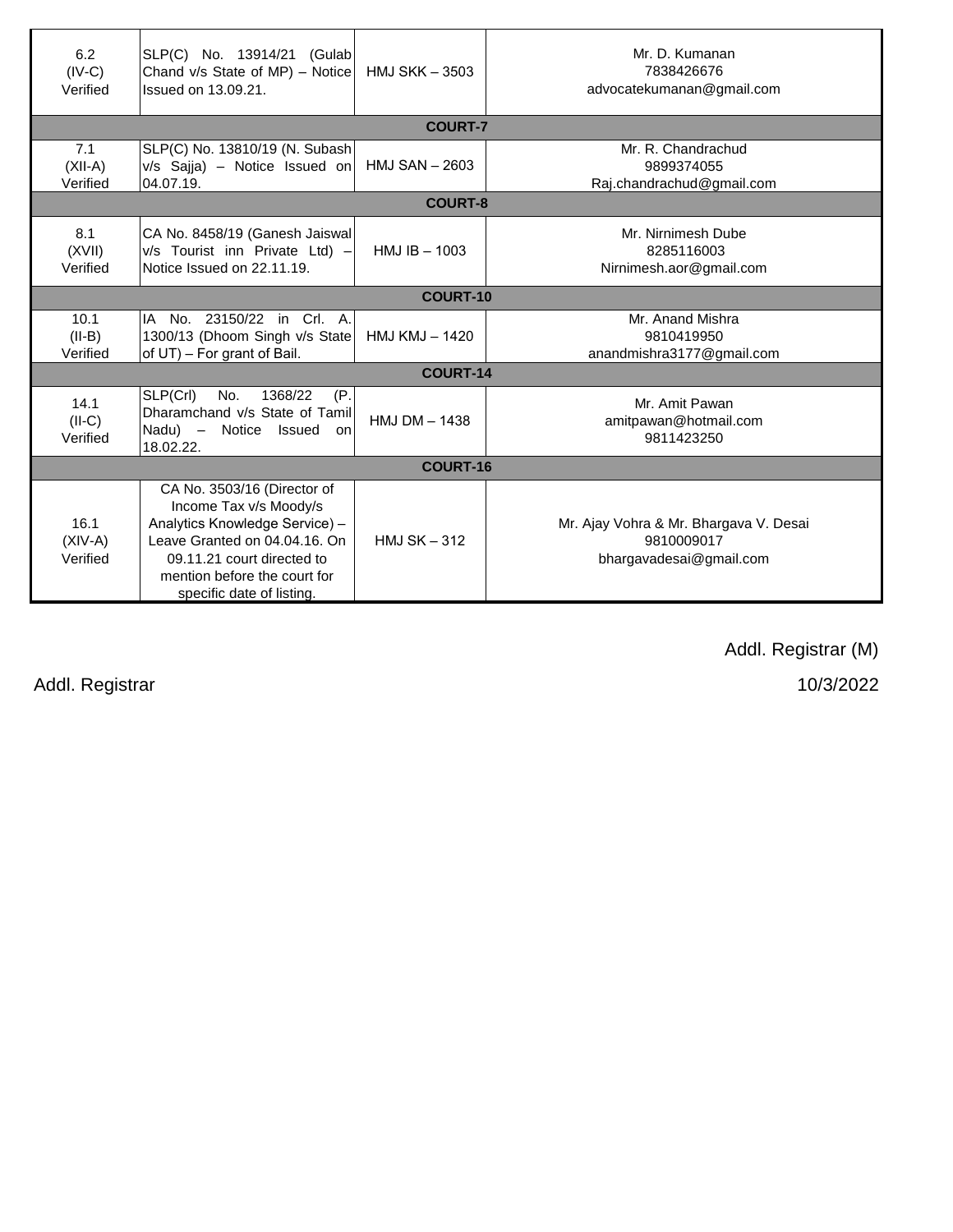| | | | |
|---|---|---|---|
| 6.2 (IV-C) Verified | SLP(C) No. 13914/21 (Gulab Chand v/s State of MP) – Notice Issued on 13.09.21. | HMJ SKK – 3503 | Mr. D. Kumanan 7838426676 advocatekumanan@gmail.com |
| **COURT-7** | | | |
| 7.1 (XII-A) Verified | SLP(C) No. 13810/19 (N. Subash v/s Sajja) – Notice Issued on 04.07.19. | HMJ SAN – 2603 | Mr. R. Chandrachud 9899374055 Raj.chandrachud@gmail.com |
| **COURT-8** | | | |
| 8.1 (XVII) Verified | CA No. 8458/19 (Ganesh Jaiswal v/s Tourist inn Private Ltd) – Notice Issued on 22.11.19. | HMJ IB – 1003 | Mr. Nirnimesh Dube 8285116003 Nirnimesh.aor@gmail.com |
| **COURT-10** | | | |
| 10.1 (II-B) Verified | IA No. 23150/22 in Crl. A. 1300/13 (Dhoom Singh v/s State of UT) – For grant of Bail. | HMJ KMJ – 1420 | Mr. Anand Mishra 9810419950 anandmishra3177@gmail.com |
| **COURT-14** | | | |
| 14.1 (II-C) Verified | SLP(Crl) No. 1368/22 (P. Dharamchand v/s State of Tamil Nadu) – Notice Issued on 18.02.22. | HMJ DM – 1438 | Mr. Amit Pawan amitpawan@hotmail.com 9811423250 |
| **COURT-16** | | | |
| 16.1 (XIV-A) Verified | CA No. 3503/16 (Director of Income Tax v/s Moody/s Analytics Knowledge Service) – Leave Granted on 04.04.16. On 09.11.21 court directed to mention before the court for specific date of listing. | HMJ SK – 312 | Mr. Ajay Vohra & Mr. Bhargava V. Desai 9810009017 bhargavadesai@gmail.com |

Addl. Registrar (M)

Addl. Registrar

10/3/2022